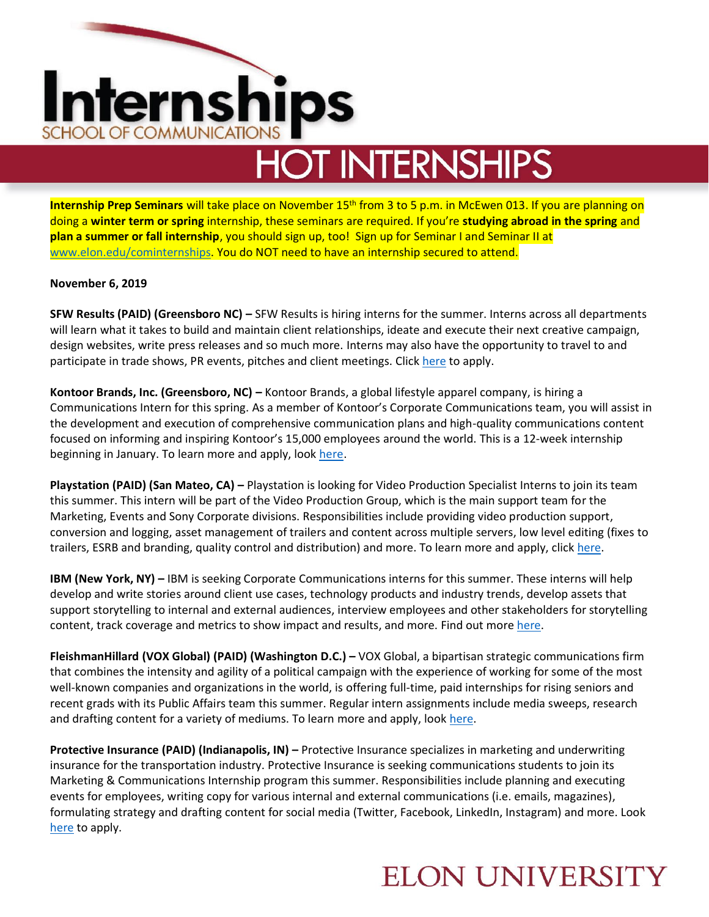# Internships

SCHOOL OF COMMUNICATIONS

## HOT INTERNSHIPS

**Internship Prep Seminars** will take place on November 15th from 3 to 5 p.m. in McEwen 013. If you are planning on doing a **winter term or spring** internship, these seminars are required. If you're **studying abroad in the spring** and **plan a summer or fall internship**, you should sign up, too! Sign up for Seminar I and Seminar II at www.elon.edu/cominternships. You do NOT need to have an internship secured to attend.

**November 6, 2019**

**SFW Results (PAID) (Greensboro NC) –** SFW Results is hiring interns for the summer. Interns across all departments will learn what it takes to build and maintain client relationships, ideate and execute their next creative campaign, design websites, write press releases and so much more. Interns may also have the opportunity to travel to and participate in trade shows, PR events, pitches and client meetings. Click here to apply.

**Kontoor Brands, Inc. (Greensboro, NC) –** Kontoor Brands, a global lifestyle apparel company, is hiring a Communications Intern for this spring. As a member of Kontoor's Corporate Communications team, you will assist in the development and execution of comprehensive communication plans and high-quality communications content focused on informing and inspiring Kontoor's 15,000 employees around the world. This is a 12-week internship beginning in January. To learn more and apply, look here.

**Playstation (PAID) (San Mateo, CA) –** Playstation is looking for Video Production Specialist Interns to join its team this summer. This intern will be part of the Video Production Group, which is the main support team for the Marketing, Events and Sony Corporate divisions. Responsibilities include providing video production support, conversion and logging, asset management of trailers and content across multiple servers, low level editing (fixes to trailers, ESRB and branding, quality control and distribution) and more. To learn more and apply, click here.

**IBM (New York, NY) –** IBM is seeking Corporate Communications interns for this summer. These interns will help develop and write stories around client use cases, technology products and industry trends, develop assets that support storytelling to internal and external audiences, interview employees and other stakeholders for storytelling content, track coverage and metrics to show impact and results, and more. Find out more here.

**FleishmanHillard (VOX Global) (PAID) (Washington D.C.) –** VOX Global, a bipartisan strategic communications firm that combines the intensity and agility of a political campaign with the experience of working for some of the most well-known companies and organizations in the world, is offering full-time, paid internships for rising seniors and recent grads with its Public Affairs team this summer. Regular intern assignments include media sweeps, research and drafting content for a variety of mediums. To learn more and apply, look here.

**Protective Insurance (PAID) (Indianapolis, IN) –** Protective Insurance specializes in marketing and underwriting insurance for the transportation industry. Protective Insurance is seeking communications students to join its Marketing & Communications Internship program this summer. Responsibilities include planning and executing events for employees, writing copy for various internal and external communications (i.e. emails, magazines), formulating strategy and drafting content for social media (Twitter, Facebook, LinkedIn, Instagram) and more. Look here to apply.

ELON UNIVERSITY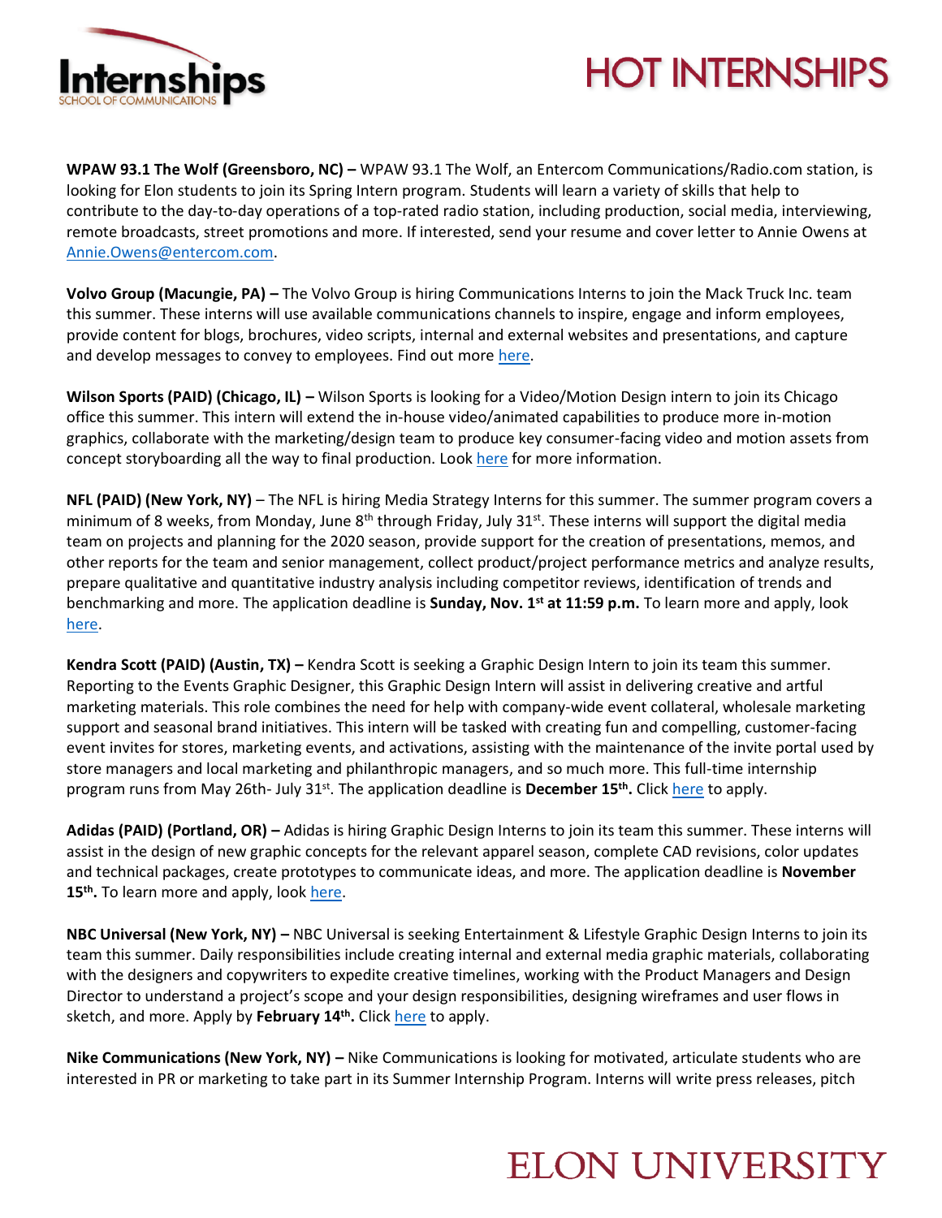**WPAW 93.1 The Wolf (Greensboro, NC) –** WPAW 93.1 The Wolf, an Entercom Communications/Radio.com station, is looking for Elon students to join its Spring Intern program. Students will learn a variety of skills that help to contribute to the day-to-day operations of a top-rated radio station, including production, social media, interviewing, remote broadcasts, street promotions and more. If interested, send your resume and cover letter to Annie Owens at Annie.Owens@entercom.com.

**Volvo Group (Macungie, PA) –** The Volvo Group is hiring Communications Interns to join the Mack Truck Inc. team this summer. These interns will use available communications channels to inspire, engage and inform employees, provide content for blogs, brochures, video scripts, internal and external websites and presentations, and capture and develop messages to convey to employees. Find out more here.

**Wilson Sports (PAID) (Chicago, IL) –** Wilson Sports is looking for a Video/Motion Design intern to join its Chicago office this summer. This intern will extend the in-house video/animated capabilities to produce more in-motion graphics, collaborate with the marketing/design team to produce key consumer-facing video and motion assets from concept storyboarding all the way to final production. Look here for more information.

**NFL (PAID) (New York, NY)** – The NFL is hiring Media Strategy Interns for this summer. The summer program covers a minimum of 8 weeks, from Monday, June 8th through Friday, July 31st. These interns will support the digital media team on projects and planning for the 2020 season, provide support for the creation of presentations, memos, and other reports for the team and senior management, collect product/project performance metrics and analyze results, prepare qualitative and quantitative industry analysis including competitor reviews, identification of trends and benchmarking and more. The application deadline is **Sunday, Nov. 1st at 11:59 p.m.** To learn more and apply, look here.

**Kendra Scott (PAID) (Austin, TX) –** Kendra Scott is seeking a Graphic Design Intern to join its team this summer. Reporting to the Events Graphic Designer, this Graphic Design Intern will assist in delivering creative and artful marketing materials. This role combines the need for help with company-wide event collateral, wholesale marketing support and seasonal brand initiatives. This intern will be tasked with creating fun and compelling, customer-facing event invites for stores, marketing events, and activations, assisting with the maintenance of the invite portal used by store managers and local marketing and philanthropic managers, and so much more. This full-time internship program runs from May 26th- July 31st. The application deadline is **December 15th.** Click here to apply.

**Adidas (PAID) (Portland, OR) –** Adidas is hiring Graphic Design Interns to join its team this summer. These interns will assist in the design of new graphic concepts for the relevant apparel season, complete CAD revisions, color updates and technical packages, create prototypes to communicate ideas, and more. The application deadline is **November 15th.** To learn more and apply, look here.

**NBC Universal (New York, NY) –** NBC Universal is seeking Entertainment & Lifestyle Graphic Design Interns to join its team this summer. Daily responsibilities include creating internal and external media graphic materials, collaborating with the designers and copywriters to expedite creative timelines, working with the Product Managers and Design Director to understand a project's scope and your design responsibilities, designing wireframes and user flows in sketch, and more. Apply by **February 14th.** Click here to apply.

**Nike Communications (New York, NY) –** Nike Communications is looking for motivated, articulate students who are interested in PR or marketing to take part in its Summer Internship Program. Interns will write press releases, pitch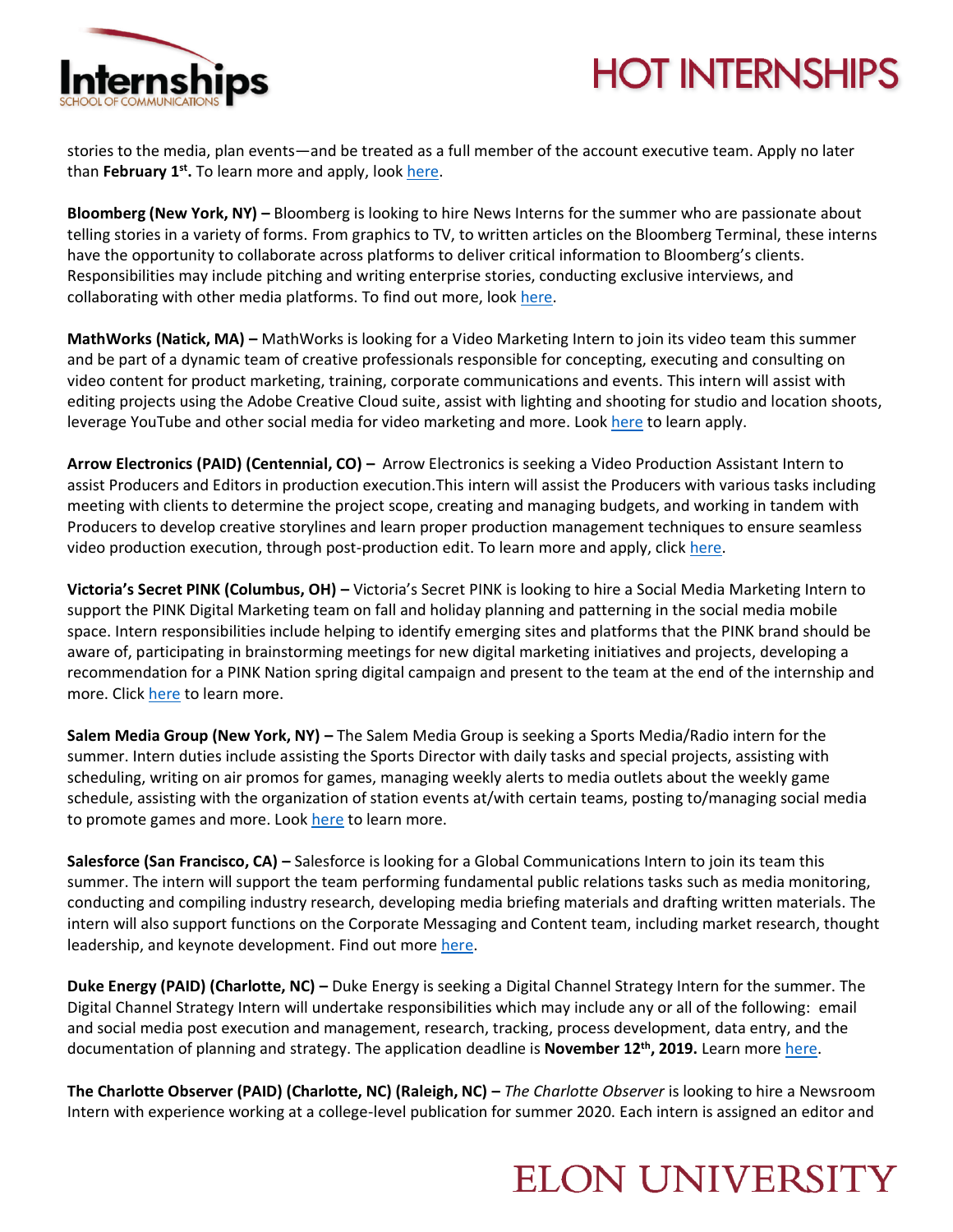stories to the media, plan events—and be treated as a full member of the account executive team. Apply no later than **February 1st.** To learn more and apply, look here.

**Bloomberg (New York, NY) –** Bloomberg is looking to hire News Interns for the summer who are passionate about telling stories in a variety of forms. From graphics to TV, to written articles on the Bloomberg Terminal, these interns have the opportunity to collaborate across platforms to deliver critical information to Bloomberg's clients. Responsibilities may include pitching and writing enterprise stories, conducting exclusive interviews, and collaborating with other media platforms. To find out more, look here.

**MathWorks (Natick, MA) –** MathWorks is looking for a Video Marketing Intern to join its video team this summer and be part of a dynamic team of creative professionals responsible for concepting, executing and consulting on video content for product marketing, training, corporate communications and events. This intern will assist with editing projects using the Adobe Creative Cloud suite, assist with lighting and shooting for studio and location shoots, leverage YouTube and other social media for video marketing and more. Look here to learn apply.

**Arrow Electronics (PAID) (Centennial, CO) –** Arrow Electronics is seeking a Video Production Assistant Intern to assist Producers and Editors in production execution.This intern will assist the Producers with various tasks including meeting with clients to determine the project scope, creating and managing budgets, and working in tandem with Producers to develop creative storylines and learn proper production management techniques to ensure seamless video production execution, through post-production edit. To learn more and apply, click here.

**Victoria's Secret PINK (Columbus, OH) –** Victoria's Secret PINK is looking to hire a Social Media Marketing Intern to support the PINK Digital Marketing team on fall and holiday planning and patterning in the social media mobile space. Intern responsibilities include helping to identify emerging sites and platforms that the PINK brand should be aware of, participating in brainstorming meetings for new digital marketing initiatives and projects, developing a recommendation for a PINK Nation spring digital campaign and present to the team at the end of the internship and more. Click here to learn more.

**Salem Media Group (New York, NY) –** The Salem Media Group is seeking a Sports Media/Radio intern for the summer. Intern duties include assisting the Sports Director with daily tasks and special projects, assisting with scheduling, writing on air promos for games, managing weekly alerts to media outlets about the weekly game schedule, assisting with the organization of station events at/with certain teams, posting to/managing social media to promote games and more. Look here to learn more.

**Salesforce (San Francisco, CA) –** Salesforce is looking for a Global Communications Intern to join its team this summer. The intern will support the team performing fundamental public relations tasks such as media monitoring, conducting and compiling industry research, developing media briefing materials and drafting written materials. The intern will also support functions on the Corporate Messaging and Content team, including market research, thought leadership, and keynote development. Find out more here.

**Duke Energy (PAID) (Charlotte, NC) –** Duke Energy is seeking a Digital Channel Strategy Intern for the summer. The Digital Channel Strategy Intern will undertake responsibilities which may include any or all of the following: email and social media post execution and management, research, tracking, process development, data entry, and the documentation of planning and strategy. The application deadline is **November 12th, 2019.** Learn more here.

**The Charlotte Observer (PAID) (Charlotte, NC) (Raleigh, NC) –** *The Charlotte Observer* is looking to hire a Newsroom Intern with experience working at a college-level publication for summer 2020. Each intern is assigned an editor and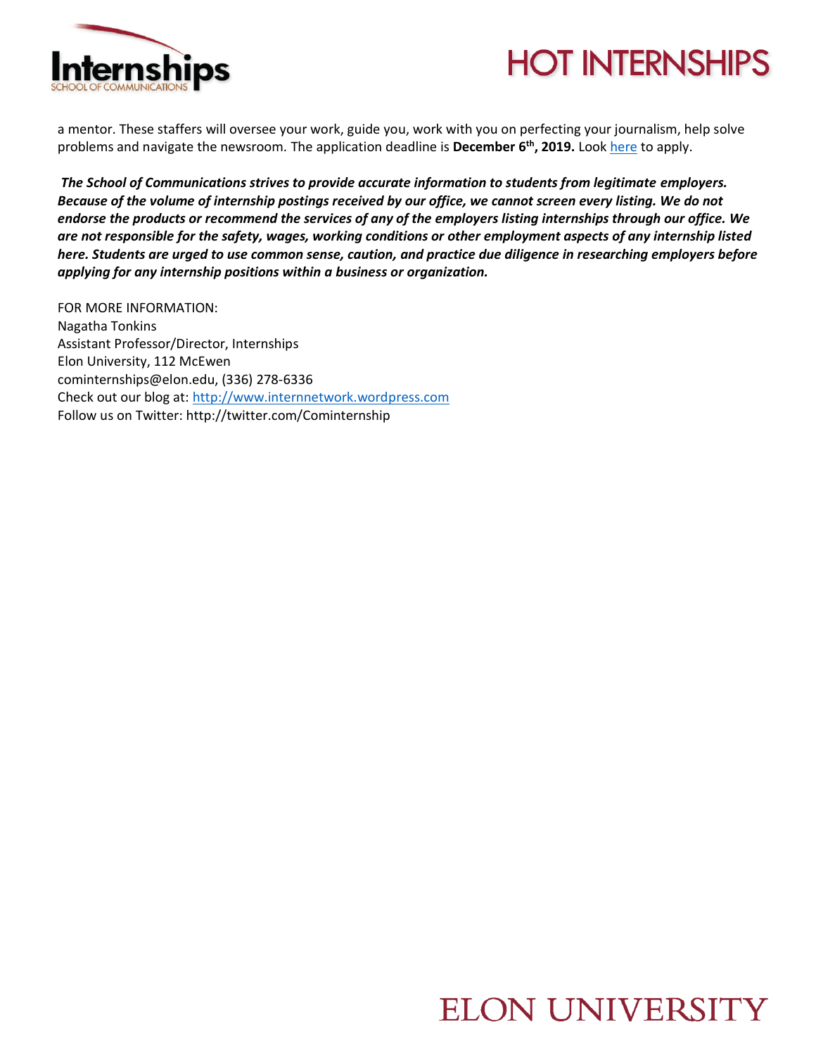a mentor. These staffers will oversee your work, guide you, work with you on perfecting your journalism, help solve problems and navigate the newsroom. The application deadline is **December 6th, 2019.** Look here to apply.

***The School of Communications strives to provide accurate information to students from legitimate employers. Because of the volume of internship postings received by our office, we cannot screen every listing. We do not endorse the products or recommend the services of any of the employers listing internships through our office. We are not responsible for the safety, wages, working conditions or other employment aspects of any internship listed here. Students are urged to use common sense, caution, and practice due diligence in researching employers before applying for any internship positions within a business or organization.***

FOR MORE INFORMATION:
Nagatha Tonkins
Assistant Professor/Director, Internships
Elon University, 112 McEwen
cominternships@elon.edu, (336) 278-6336
Check out our blog at: http://www.internnetwork.wordpress.com
Follow us on Twitter: http://twitter.com/Cominternship